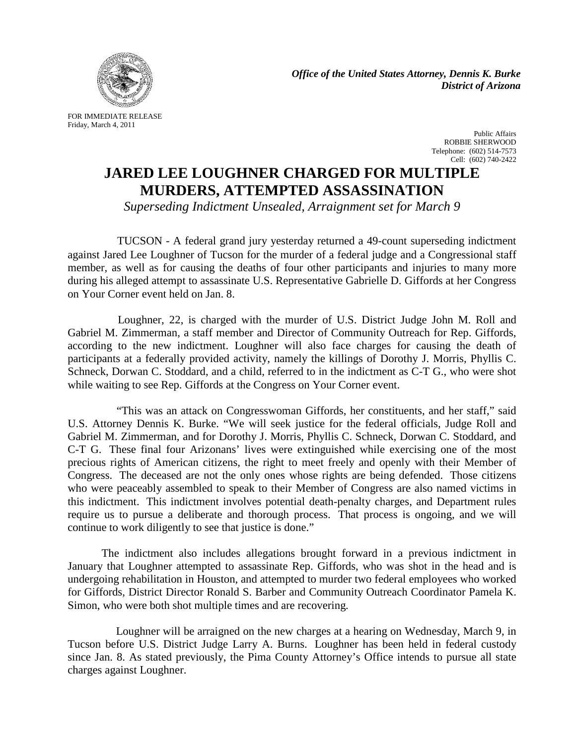*Office of the United States Attorney, Dennis K. Burke*
*District of Arizona*

FOR IMMEDIATE RELEASE
Friday, March 4, 2011

Public Affairs
ROBBIE SHERWOOD
Telephone: (602) 514-7573
Cell: (602) 740-2422

# JARED LEE LOUGHNER CHARGED FOR MULTIPLE MURDERS, ATTEMPTED ASSASSINATION

*Superseding Indictment Unsealed, Arraignment set for March 9*

TUCSON - A federal grand jury yesterday returned a 49-count superseding indictment against Jared Lee Loughner of Tucson for the murder of a federal judge and a Congressional staff member, as well as for causing the deaths of four other participants and injuries to many more during his alleged attempt to assassinate U.S. Representative Gabrielle D. Giffords at her Congress on Your Corner event held on Jan. 8.

Loughner, 22, is charged with the murder of U.S. District Judge John M. Roll and Gabriel M. Zimmerman, a staff member and Director of Community Outreach for Rep. Giffords, according to the new indictment. Loughner will also face charges for causing the death of participants at a federally provided activity, namely the killings of Dorothy J. Morris, Phyllis C. Schneck, Dorwan C. Stoddard, and a child, referred to in the indictment as C-T G., who were shot while waiting to see Rep. Giffords at the Congress on Your Corner event.

"This was an attack on Congresswoman Giffords, her constituents, and her staff," said U.S. Attorney Dennis K. Burke. "We will seek justice for the federal officials, Judge Roll and Gabriel M. Zimmerman, and for Dorothy J. Morris, Phyllis C. Schneck, Dorwan C. Stoddard, and C-T G. These final four Arizonans' lives were extinguished while exercising one of the most precious rights of American citizens, the right to meet freely and openly with their Member of Congress. The deceased are not the only ones whose rights are being defended. Those citizens who were peaceably assembled to speak to their Member of Congress are also named victims in this indictment. This indictment involves potential death-penalty charges, and Department rules require us to pursue a deliberate and thorough process. That process is ongoing, and we will continue to work diligently to see that justice is done."

The indictment also includes allegations brought forward in a previous indictment in January that Loughner attempted to assassinate Rep. Giffords, who was shot in the head and is undergoing rehabilitation in Houston, and attempted to murder two federal employees who worked for Giffords, District Director Ronald S. Barber and Community Outreach Coordinator Pamela K. Simon, who were both shot multiple times and are recovering.

Loughner will be arraigned on the new charges at a hearing on Wednesday, March 9, in Tucson before U.S. District Judge Larry A. Burns. Loughner has been held in federal custody since Jan. 8. As stated previously, the Pima County Attorney's Office intends to pursue all state charges against Loughner.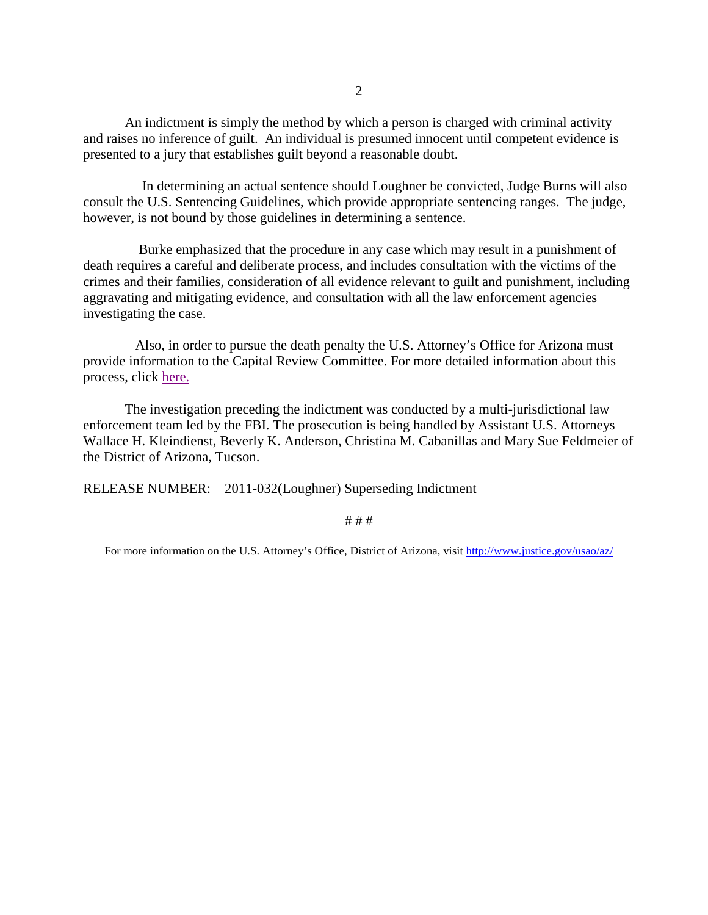An indictment is simply the method by which a person is charged with criminal activity and raises no inference of guilt. An individual is presumed innocent until competent evidence is presented to a jury that establishes guilt beyond a reasonable doubt.

In determining an actual sentence should Loughner be convicted, Judge Burns will also consult the U.S. Sentencing Guidelines, which provide appropriate sentencing ranges. The judge, however, is not bound by those guidelines in determining a sentence.

Burke emphasized that the procedure in any case which may result in a punishment of death requires a careful and deliberate process, and includes consultation with the victims of the crimes and their families, consideration of all evidence relevant to guilt and punishment, including aggravating and mitigating evidence, and consultation with all the law enforcement agencies investigating the case.

Also, in order to pursue the death penalty the U.S. Attorney's Office for Arizona must provide information to the Capital Review Committee. For more detailed information about this process, click here.

The investigation preceding the indictment was conducted by a multi-jurisdictional law enforcement team led by the FBI. The prosecution is being handled by Assistant U.S. Attorneys Wallace H. Kleindienst, Beverly K. Anderson, Christina M. Cabanillas and Mary Sue Feldmeier of the District of Arizona, Tucson.

RELEASE NUMBER: 2011-032(Loughner) Superseding Indictment

# # #

For more information on the U.S. Attorney's Office, District of Arizona, visit http://www.justice.gov/usao/az/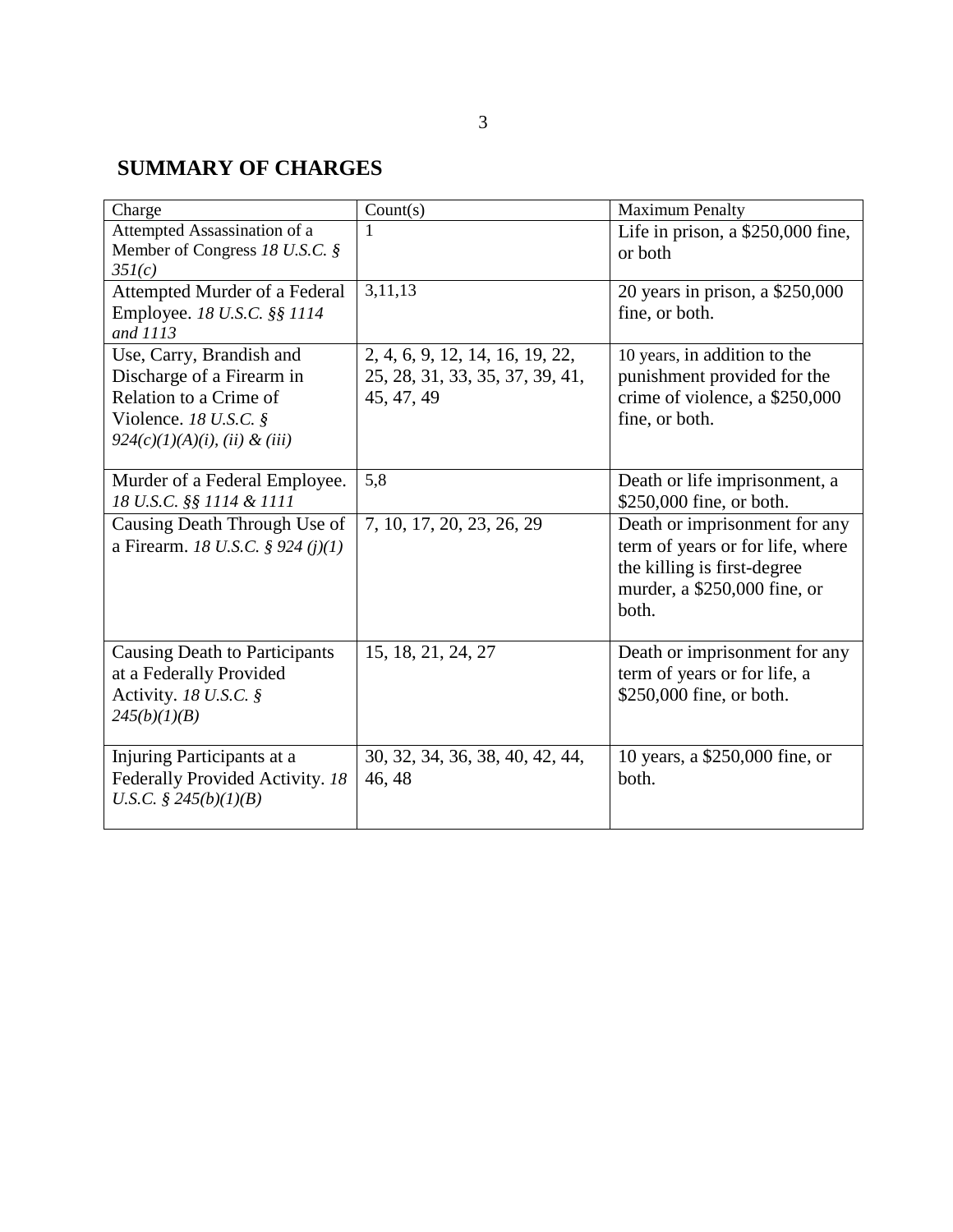## SUMMARY OF CHARGES

| Charge | Count(s) | Maximum Penalty |
|---|---|---|
| Attempted Assassination of a Member of Congress *18 U.S.C. § 351(c)* | 1 | Life in prison, a $250,000 fine, or both |
| Attempted Murder of a Federal Employee. *18 U.S.C. §§ 1114 and 1113* | 3,11,13 | 20 years in prison, a $250,000 fine, or both. |
| Use, Carry, Brandish and Discharge of a Firearm in Relation to a Crime of Violence. *18 U.S.C. § 924(c)(1)(A)(i), (ii) & (iii)* | 2, 4, 6, 9, 12, 14, 16, 19, 22, 25, 28, 31, 33, 35, 37, 39, 41, 45, 47, 49 | 10 years, in addition to the punishment provided for the crime of violence, a $250,000 fine, or both. |
| Murder of a Federal Employee. *18 U.S.C. §§ 1114 & 1111* | 5,8 | Death or life imprisonment, a $250,000 fine, or both. |
| Causing Death Through Use of a Firearm. *18 U.S.C. § 924 (j)(1)* | 7, 10, 17, 20, 23, 26, 29 | Death or imprisonment for any term of years or for life, where the killing is first-degree murder, a $250,000 fine, or both. |
| Causing Death to Participants at a Federally Provided Activity. *18 U.S.C. § 245(b)(1)(B)* | 15, 18, 21, 24, 27 | Death or imprisonment for any term of years or for life, a $250,000 fine, or both. |
| Injuring Participants at a Federally Provided Activity. *18 U.S.C. § 245(b)(1)(B)* | 30, 32, 34, 36, 38, 40, 42, 44, 46, 48 | 10 years, a $250,000 fine, or both. |